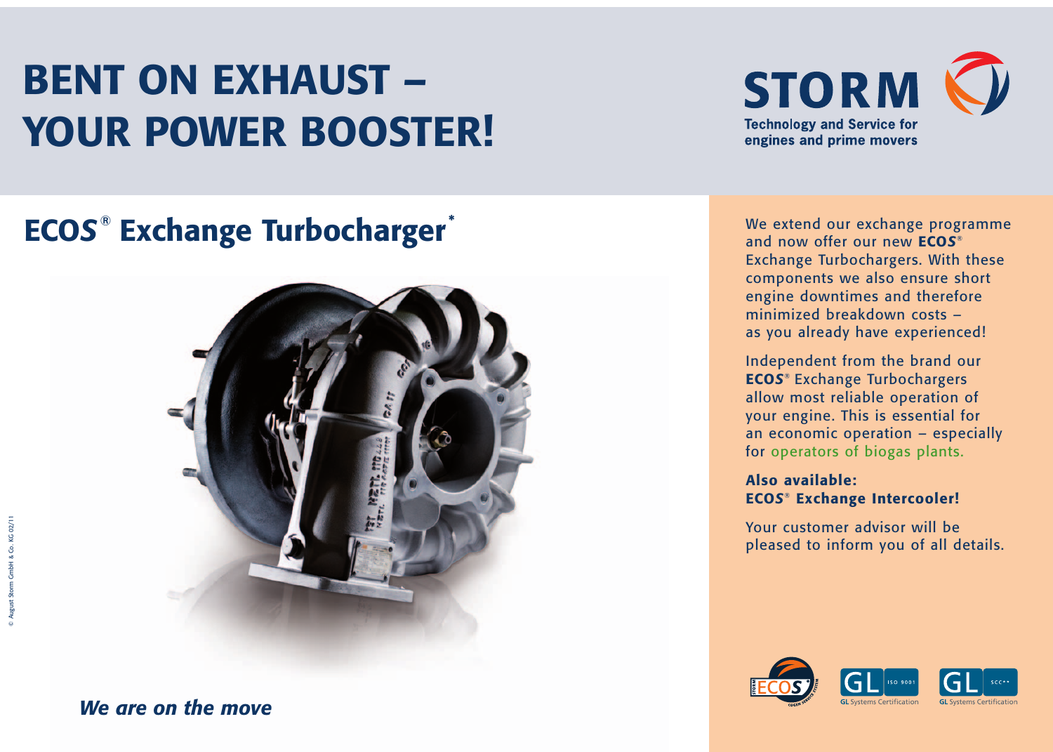# BENT ON EXHAUST – YOUR POWER BOOSTER!

**STORM**
Technology and Service for engines and prime movers

## ECOS® Exchange Turbocharger*

We extend our exchange programme and now offer our new **ECOS**® Exchange Turbochargers. With these components we also ensure short engine downtimes and therefore minimized breakdown costs – as you already have experienced!

Independent from the brand our **ECOS**® Exchange Turbochargers allow most reliable operation of your engine. This is essential for an economic operation – especially for operators of biogas plants.

**Also available:**
**ECOS® Exchange Intercooler!**

Your customer advisor will be pleased to inform you of all details.

*We are on the move*

© August Storm GmbH & Co. KG 02/11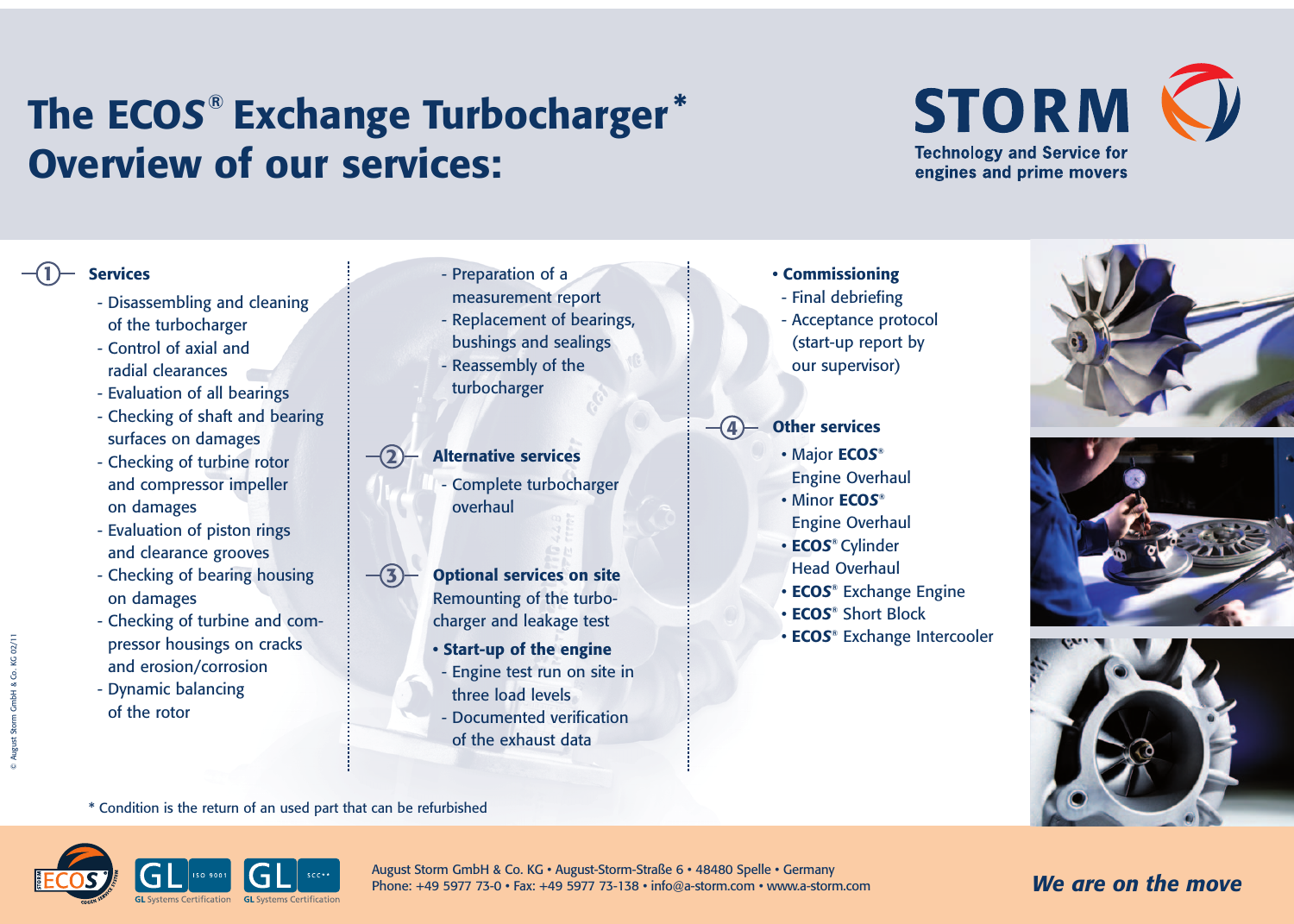# The ECOS® Exchange Turbocharger*
# Overview of our services:

**STORM**
Technology and Service for engines and prime movers

## ① Services

- Disassembling and cleaning of the turbocharger
- Control of axial and radial clearances
- Evaluation of all bearings
- Checking of shaft and bearing surfaces on damages
- Checking of turbine rotor and compressor impeller on damages
- Evaluation of piston rings and clearance grooves
- Checking of bearing housing on damages
- Checking of turbine and compressor housings on cracks and erosion/corrosion
- Dynamic balancing of the rotor
- Preparation of a measurement report
- Replacement of bearings, bushings and sealings
- Reassembly of the turbocharger

## ② Alternative services

- Complete turbocharger overhaul

## ③ Optional services on site

Remounting of the turbocharger and leakage test

- **Start-up of the engine**
  - Engine test run on site in three levels
  - Documented verification of the exhaust data
- **Commissioning**
  - Final debriefing
  - Acceptance protocol (start-up report by our supervisor)

## ④ Other services

- Major **ECOS®** Engine Overhaul
- Minor **ECOS®** Engine Overhaul
- **ECOS®** Cylinder Head Overhaul
- **ECOS®** Exchange Engine
- **ECOS®** Short Block
- **ECOS®** Exchange Intercooler

* Condition is the return of an used part that can be refurbished

© August Storm GmbH & Co. KG 02/11

GL ISO 9001 GL Systems Certification
GL SCC** GL Systems Certification

August Storm GmbH & Co. KG • August-Storm-Straße 6 • 48480 Spelle • Germany
Phone: +49 5977 73-0 • Fax: +49 5977 73-138 • info@a-storm.com • www.a-storm.com

*We are on the move*